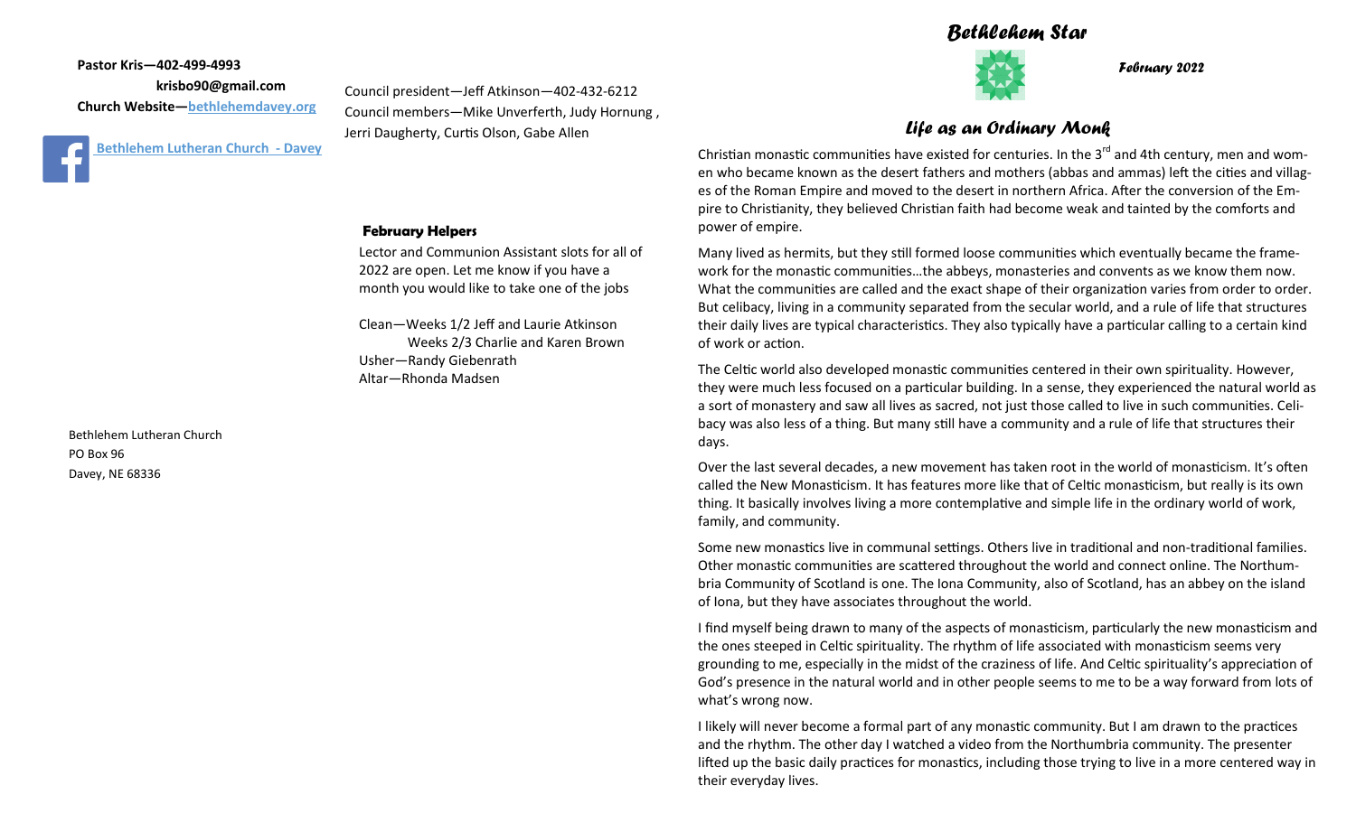**Pastor Kris—402-499-4993**

**krisbo90@gmail.com**

**Church Website—bethlehemdavey.org**

**Bethlehem Lutheran Church - Davey**

Council president—Jeff Atkinson—402-432-6212

Council members—Mike Unverferth, Judy Hornung , Jerri Daugherty, Curtis Olson, Gabe Allen

### February Helpers

Lector and Communion Assistant slots for all of 2022 are open. Let me know if you have a month you would like to take one of the jobs

Clean—Weeks 1/2 Jeff and Laurie Atkinson
Weeks 2/3 Charlie and Karen Brown
Usher—Randy Giebenrath
Altar—Rhonda Madsen

Bethlehem Lutheran Church
PO Box 96
Davey, NE 68336

# *Bethlehem Star*

***February 2022***

## *Life as an Ordinary Monk*

Christian monastic communities have existed for centuries. In the 3rd and 4th century, men and women who became known as the desert fathers and mothers (abbas and ammas) left the cities and villages of the Roman Empire and moved to the desert in northern Africa. After the conversion of the Empire to Christianity, they believed Christian faith had become weak and tainted by the comforts and power of empire.

Many lived as hermits, but they still formed loose communities which eventually became the framework for the monastic communities…the abbeys, monasteries and convents as we know them now. What the communities are called and the exact shape of their organization varies from order to order. But celibacy, living in a community separated from the secular world, and a rule of life that structures their daily lives are typical characteristics. They also typically have a particular calling to a certain kind of work or action.

The Celtic world also developed monastic communities centered in their own spirituality. However, they were much less focused on a particular building. In a sense, they experienced the natural world as a sort of monastery and saw all lives as sacred, not just those called to live in such communities. Celibacy was also less of a thing. But many still have a community and a rule of life that structures their days.

Over the last several decades, a new movement has taken root in the world of monasticism. It's often called the New Monasticism. It has features more like that of Celtic monasticism, but really is its own thing. It basically involves living a more contemplative and simple life in the ordinary world of work, family, and community.

Some new monastics live in communal settings. Others live in traditional and non-traditional families. Other monastic communities are scattered throughout the world and connect online. The Northumbria Community of Scotland is one. The Iona Community, also of Scotland, has an abbey on the island of Iona, but they have associates throughout the world.

I find myself being drawn to many of the aspects of monasticism, particularly the new monasticism and the ones steeped in Celtic spirituality. The rhythm of life associated with monasticism seems very grounding to me, especially in the midst of the craziness of life. And Celtic spirituality's appreciation of God's presence in the natural world and in other people seems to me to be a way forward from lots of what's wrong now.

I likely will never become a formal part of any monastic community. But I am drawn to the practices and the rhythm. The other day I watched a video from the Northumbria community. The presenter lifted up the basic daily practices for monastics, including those trying to live in a more centered way in their everyday lives.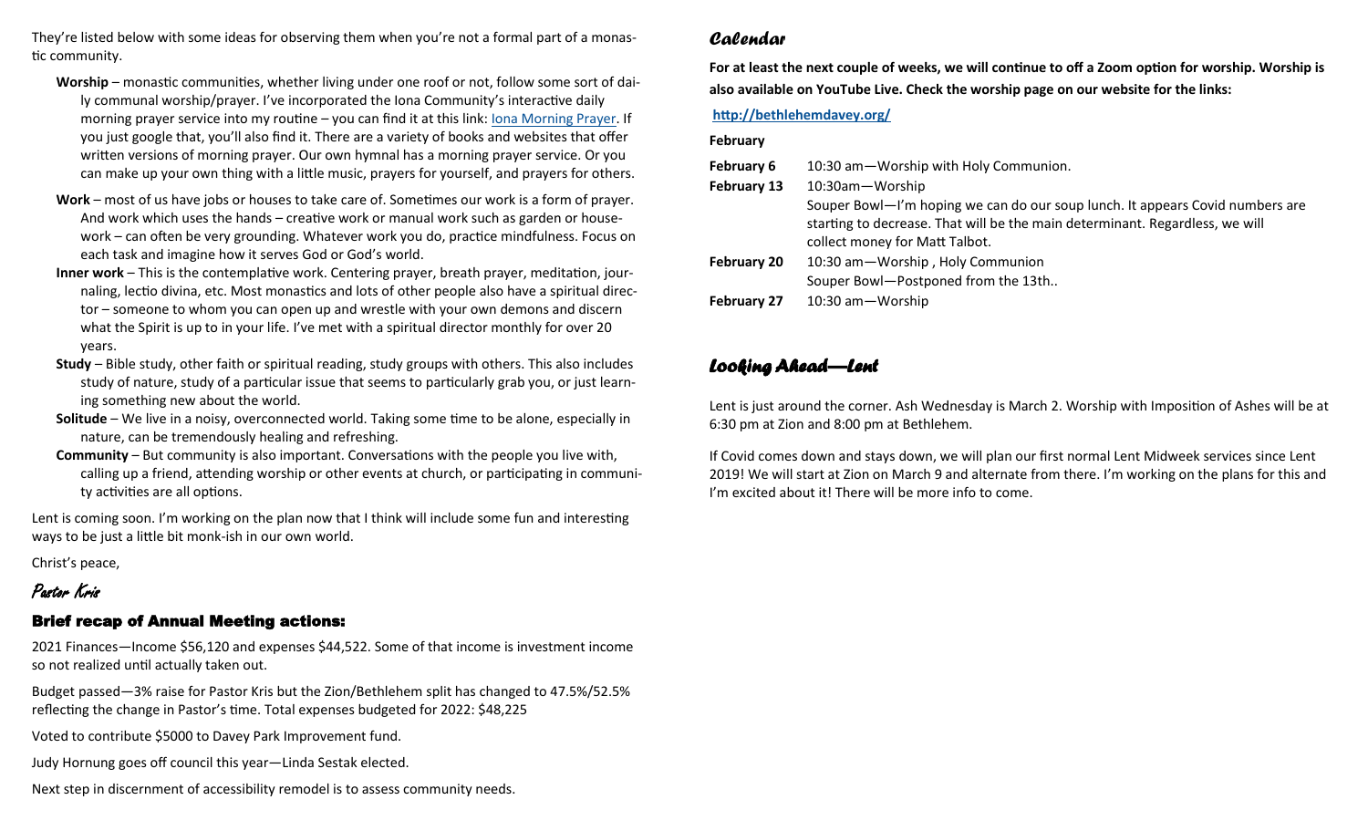They're listed below with some ideas for observing them when you're not a formal part of a monastic community.

- **Worship** – monastic communities, whether living under one roof or not, follow some sort of daily communal worship/prayer. I've incorporated the Iona Community's interactive daily morning prayer service into my routine – you can find it at this link: [Iona Morning Prayer](). If you just google that, you'll also find it. There are a variety of books and websites that offer written versions of morning prayer. Our own hymnal has a morning prayer service. Or you can make up your own thing with a little music, prayers for yourself, and prayers for others.
- **Work** – most of us have jobs or houses to take care of. Sometimes our work is a form of prayer. And work which uses the hands – creative work or manual work such as garden or housework – can often be very grounding. Whatever work you do, practice mindfulness. Focus on each task and imagine how it serves God or God's world.
- **Inner work** – This is the contemplative work. Centering prayer, breath prayer, meditation, journaling, lectio divina, etc. Most monastics and lots of other people also have a spiritual director – someone to whom you can open up and wrestle with your own demons and discern what the Spirit is up to in your life. I've met with a spiritual director monthly for over 20 years.
- **Study** – Bible study, other faith or spiritual reading, study groups with others. This also includes study of nature, study of a particular issue that seems to particularly grab you, or just learning something new about the world.
- **Solitude** – We live in a noisy, overconnected world. Taking some time to be alone, especially in nature, can be tremendously healing and refreshing.
- **Community** – But community is also important. Conversations with the people you live with, calling up a friend, attending worship or other events at church, or participating in community activities are all options.

Lent is coming soon. I'm working on the plan now that I think will include some fun and interesting ways to be just a little bit monk-ish in our own world.

Christ's peace,

*Pastor Kris*

## Brief recap of Annual Meeting actions:

2021 Finances—Income $56,120 and expenses $44,522. Some of that income is investment income so not realized until actually taken out.

Budget passed—3% raise for Pastor Kris but the Zion/Bethlehem split has changed to 47.5%/52.5% reflecting the change in Pastor's time. Total expenses budgeted for 2022: $48,225

Voted to contribute $5000 to Davey Park Improvement fund.

Judy Hornung goes off council this year—Linda Sestak elected.

Next step in discernment of accessibility remodel is to assess community needs.

## Calendar

**For at least the next couple of weeks, we will continue to off a Zoom option for worship. Worship is also available on YouTube Live. Check the worship page on our website for the links:**

**[http://bethlehemdavey.org/](http://bethlehemdavey.org/)**

**February**

| | |
|---|---|
| **February 6** | 10:30 am—Worship with Holy Communion. |
| **February 13** | 10:30am—Worship<br>Souper Bowl—I'm hoping we can do our soup lunch. It appears Covid numbers are starting to decrease. That will be the main determinant. Regardless, we will collect money for Matt Talbot. |
| **February 20** | 10:30 am—Worship , Holy Communion<br>Souper Bowl—Postponed from the 13th.. |
| **February 27** | 10:30 am—Worship |

## Looking Ahead—Lent

Lent is just around the corner. Ash Wednesday is March 2. Worship with Imposition of Ashes will be at 6:30 pm at Zion and 8:00 pm at Bethlehem.

If Covid comes down and stays down, we will plan our first normal Lent Midweek services since Lent 2019! We will start at Zion on March 9 and alternate from there. I'm working on the plans for this and I'm excited about it! There will be more info to come.